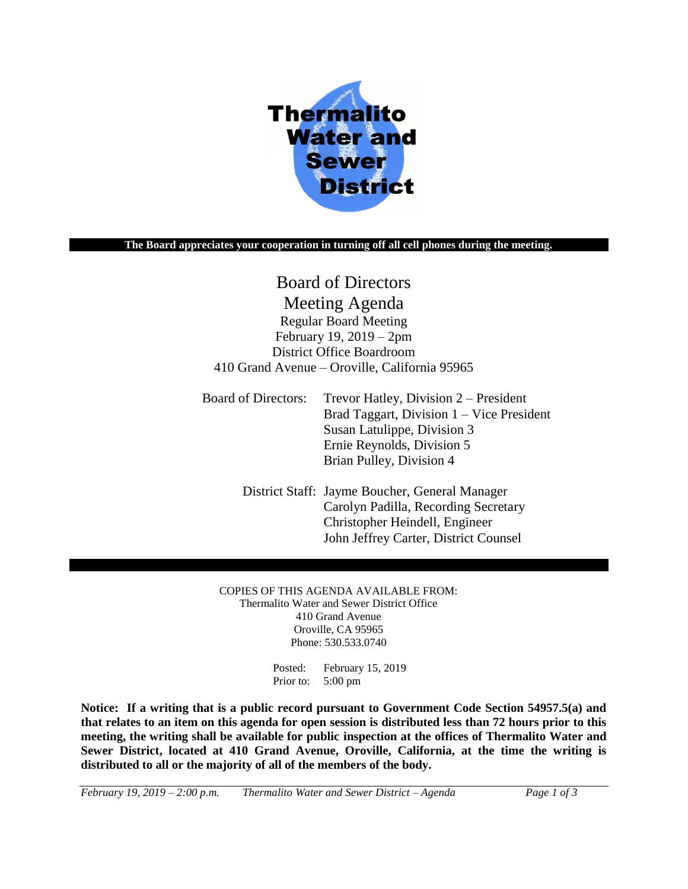Thermalito Water and Sewer District

**The Board appreciates your cooperation in turning off all cell phones during the meeting.**

# Board of Directors
# Meeting Agenda

Regular Board Meeting
February 19, 2019 – 2pm
District Office Boardroom
410 Grand Avenue – Oroville, California 95965

Board of Directors:
- Trevor Hatley, Division 2 – President
- Brad Taggart, Division 1 – Vice President
- Susan Latulippe, Division 3
- Ernie Reynolds, Division 5
- Brian Pulley, Division 4

District Staff:
- Jayme Boucher, General Manager
- Carolyn Padilla, Recording Secretary
- Christopher Heindell, Engineer
- John Jeffrey Carter, District Counsel

COPIES OF THIS AGENDA AVAILABLE FROM:
Thermalito Water and Sewer District Office
410 Grand Avenue
Oroville, CA 95965
Phone: 530.533.0740

Posted: February 15, 2019
Prior to: 5:00 pm

**Notice: If a writing that is a public record pursuant to Government Code Section 54957.5(a) and that relates to an item on this agenda for open session is distributed less than 72 hours prior to this meeting, the writing shall be available for public inspection at the offices of Thermalito Water and Sewer District, located at 410 Grand Avenue, Oroville, California, at the time the writing is distributed to all or the majority of all of the members of the body.**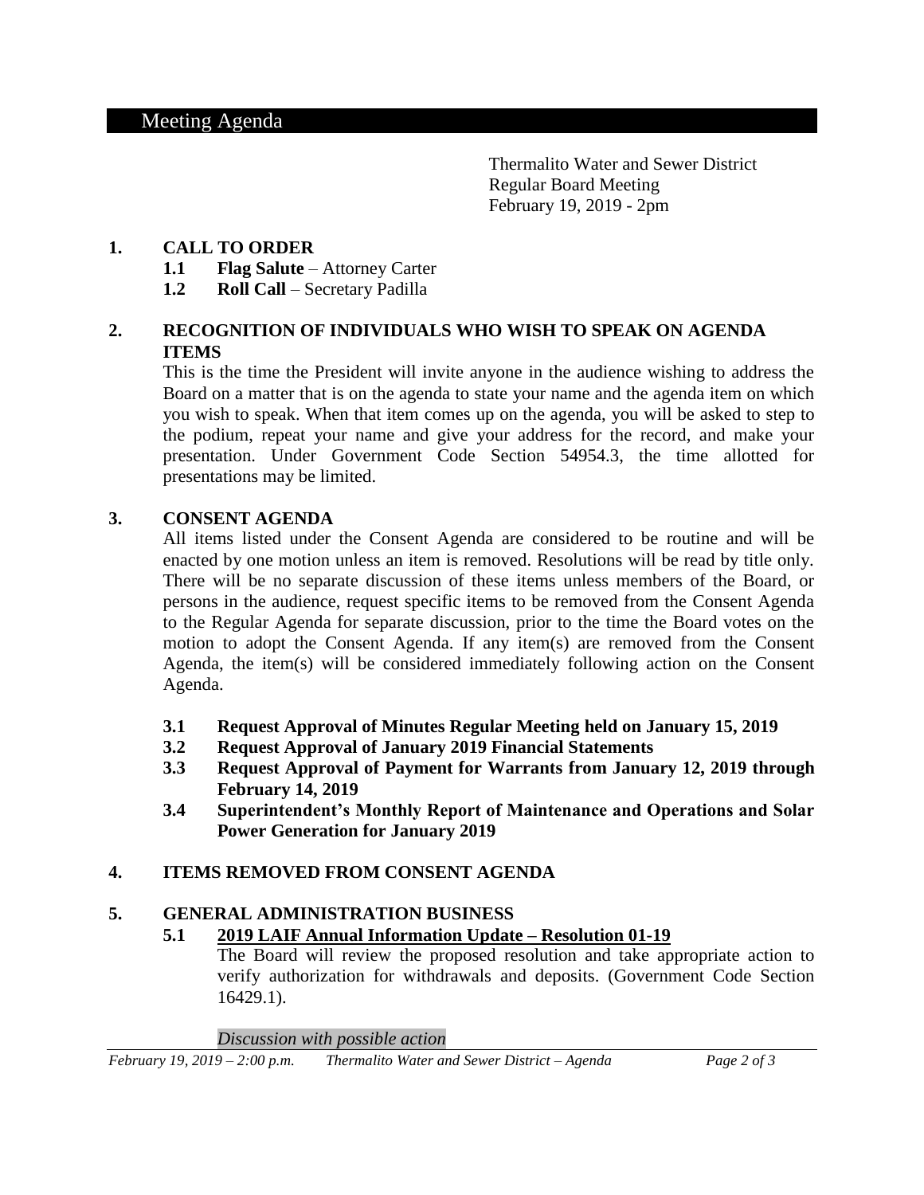# Meeting Agenda

Thermalito Water and Sewer District
Regular Board Meeting
February 19, 2019 - 2pm

## 1. CALL TO ORDER

**1.1 Flag Salute** – Attorney Carter

**1.2 Roll Call** – Secretary Padilla

## 2. RECOGNITION OF INDIVIDUALS WHO WISH TO SPEAK ON AGENDA ITEMS

This is the time the President will invite anyone in the audience wishing to address the Board on a matter that is on the agenda to state your name and the agenda item on which you wish to speak. When that item comes up on the agenda, you will be asked to step to the podium, repeat your name and give your address for the record, and make your presentation. Under Government Code Section 54954.3, the time allotted for presentations may be limited.

## 3. CONSENT AGENDA

All items listed under the Consent Agenda are considered to be routine and will be enacted by one motion unless an item is removed. Resolutions will be read by title only. There will be no separate discussion of these items unless members of the Board, or persons in the audience, request specific items to be removed from the Consent Agenda to the Regular Agenda for separate discussion, prior to the time the Board votes on the motion to adopt the Consent Agenda. If any item(s) are removed from the Consent Agenda, the item(s) will be considered immediately following action on the Consent Agenda.

**3.1 Request Approval of Minutes Regular Meeting held on January 15, 2019**

**3.2 Request Approval of January 2019 Financial Statements**

**3.3 Request Approval of Payment for Warrants from January 12, 2019 through February 14, 2019**

**3.4 Superintendent's Monthly Report of Maintenance and Operations and Solar Power Generation for January 2019**

## 4. ITEMS REMOVED FROM CONSENT AGENDA

## 5. GENERAL ADMINISTRATION BUSINESS

**5.1 2019 LAIF Annual Information Update – Resolution 01-19**

The Board will review the proposed resolution and take appropriate action to verify authorization for withdrawals and deposits. (Government Code Section 16429.1).

*Discussion with possible action*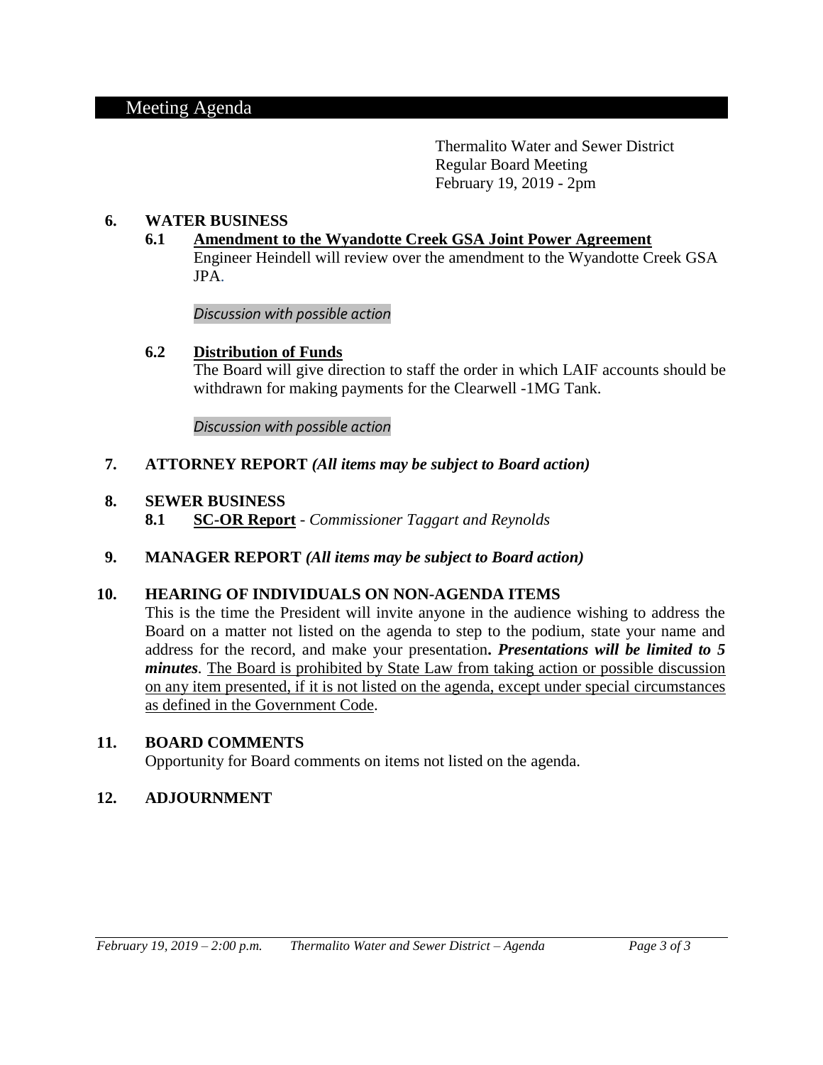Meeting Agenda

Thermalito Water and Sewer District
Regular Board Meeting
February 19, 2019 - 2pm

**6. WATER BUSINESS**

**6.1 Amendment to the Wyandotte Creek GSA Joint Power Agreement**

Engineer Heindell will review over the amendment to the Wyandotte Creek GSA JPA.

*Discussion with possible action*

**6.2 Distribution of Funds**

The Board will give direction to staff the order in which LAIF accounts should be withdrawn for making payments for the Clearwell -1MG Tank.

*Discussion with possible action*

**7. ATTORNEY REPORT** ***(All items may be subject to Board action)***

**8. SEWER BUSINESS**

**8.1 SC-OR Report** - *Commissioner Taggart and Reynolds*

**9. MANAGER REPORT** ***(All items may be subject to Board action)***

**10. HEARING OF INDIVIDUALS ON NON-AGENDA ITEMS**

This is the time the President will invite anyone in the audience wishing to address the Board on a matter not listed on the agenda to step to the podium, state your name and address for the record, and make your presentation**.** ***Presentations will be limited to 5 minutes***. The Board is prohibited by State Law from taking action or possible discussion on any item presented, if it is not listed on the agenda, except under special circumstances as defined in the Government Code.

**11. BOARD COMMENTS**

Opportunity for Board comments on items not listed on the agenda.

**12. ADJOURNMENT**